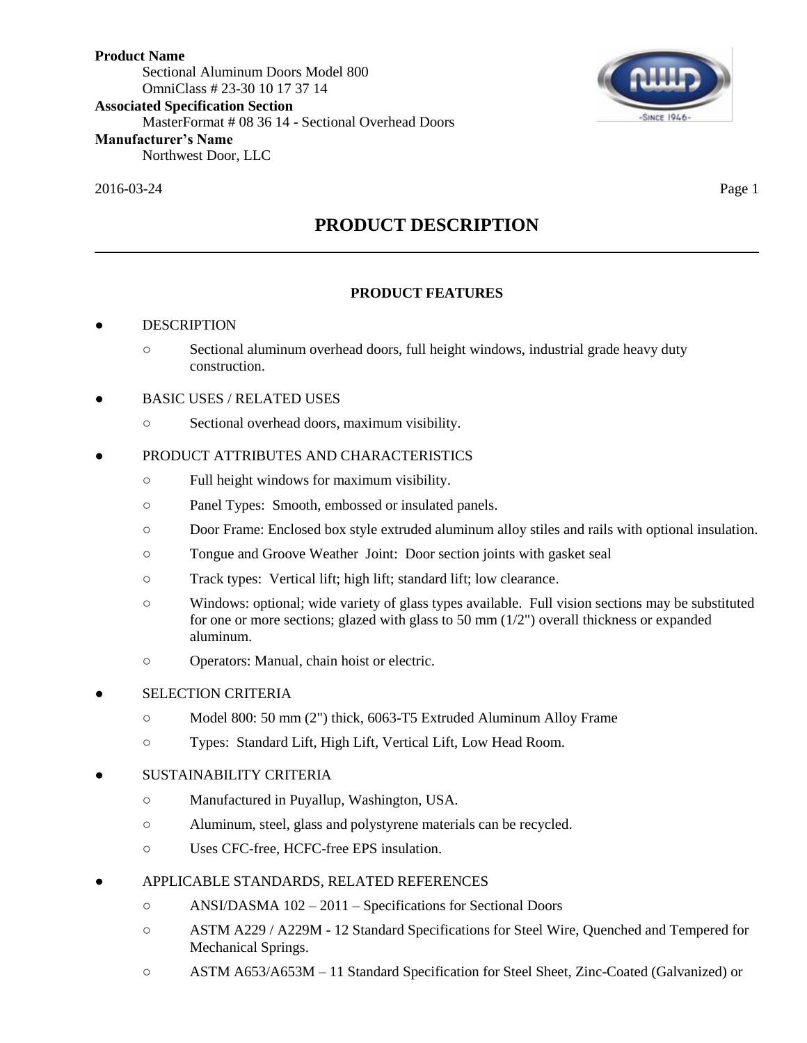**Product Name**

Sectional Aluminum Doors Model 800
OmniClass # 23-30 10 17 37 14

**Associated Specification Section**

MasterFormat # 08 36 14 - Sectional Overhead Doors

**Manufacturer's Name**

Northwest Door, LLC

2016-03-24

# PRODUCT DESCRIPTION

## PRODUCT FEATURES

- DESCRIPTION
  - Sectional aluminum overhead doors, full height windows, industrial grade heavy duty construction.
- BASIC USES / RELATED USES
  - Sectional overhead doors, maximum visibility.
- PRODUCT ATTRIBUTES AND CHARACTERISTICS
  - Full height windows for maximum visibility.
  - Panel Types: Smooth, embossed or insulated panels.
  - Door Frame: Enclosed box style extruded aluminum alloy stiles and rails with optional insulation.
  - Tongue and Groove Weather Joint: Door section joints with gasket seal
  - Track types: Vertical lift; high lift; standard lift; low clearance.
  - Windows: optional; wide variety of glass types available. Full vision sections may be substituted for one or more sections; glazed with glass to 50 mm (1/2") overall thickness or expanded aluminum.
  - Operators: Manual, chain hoist or electric.
- SELECTION CRITERIA
  - Model 800: 50 mm (2") thick, 6063-T5 Extruded Aluminum Alloy Frame
  - Types: Standard Lift, High Lift, Vertical Lift, Low Head Room.
- SUSTAINABILITY CRITERIA
  - Manufactured in Puyallup, Washington, USA.
  - Aluminum, steel, glass and polystyrene materials can be recycled.
  - Uses CFC-free, HCFC-free EPS insulation.
- APPLICABLE STANDARDS, RELATED REFERENCES
  - ANSI/DASMA 102 – 2011 – Specifications for Sectional Doors
  - ASTM A229 / A229M - 12 Standard Specifications for Steel Wire, Quenched and Tempered for Mechanical Springs.
  - ASTM A653/A653M – 11 Standard Specification for Steel Sheet, Zinc-Coated (Galvanized) or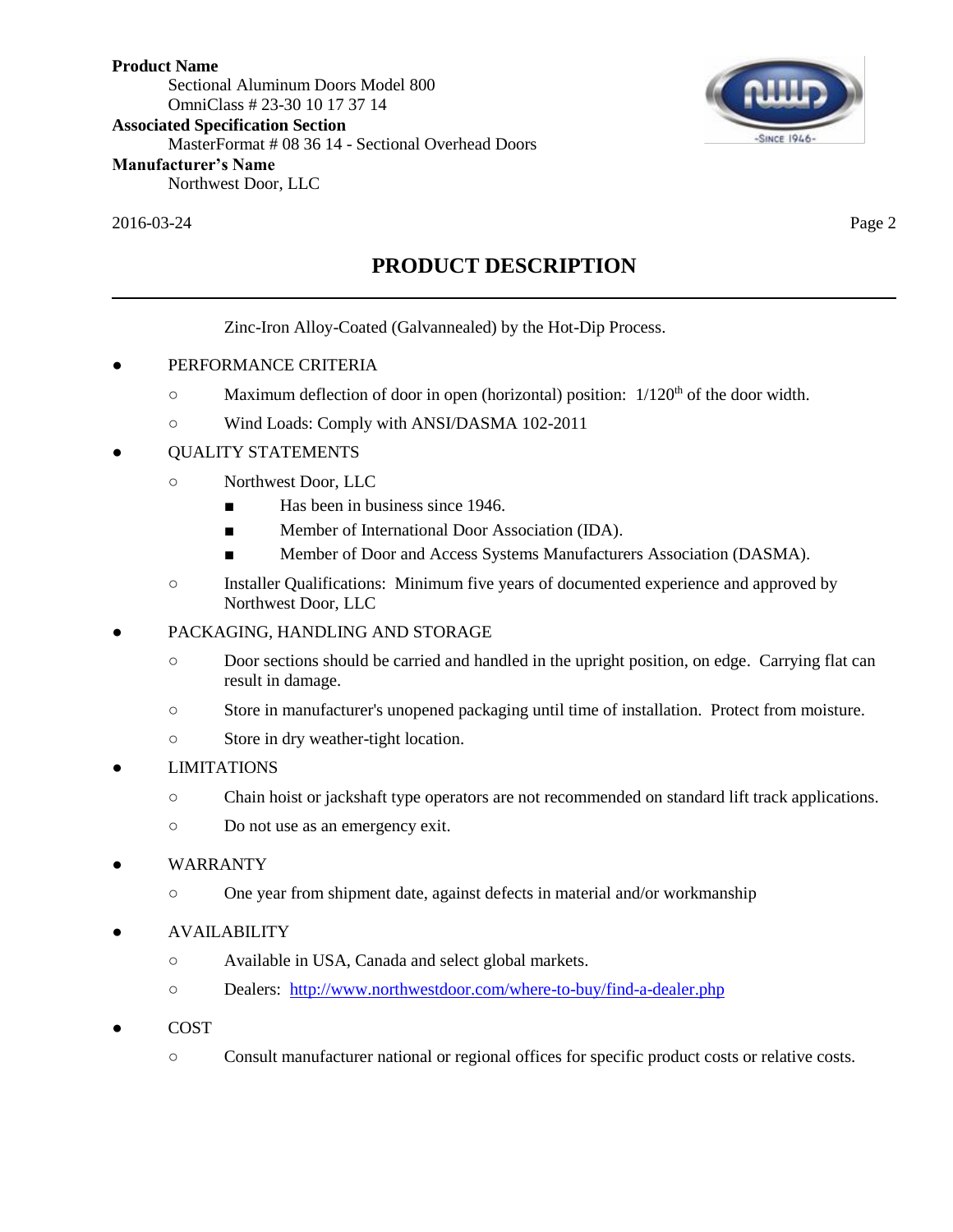## PRODUCT DESCRIPTION

Zinc-Iron Alloy-Coated (Galvannealed) by the Hot-Dip Process.

- PERFORMANCE CRITERIA
  - Maximum deflection of door in open (horizontal) position: 1/120th of the door width.
  - Wind Loads: Comply with ANSI/DASMA 102-2011
- QUALITY STATEMENTS
  - Northwest Door, LLC
    - Has been in business since 1946.
    - Member of International Door Association (IDA).
    - Member of Door and Access Systems Manufacturers Association (DASMA).
  - Installer Qualifications: Minimum five years of documented experience and approved by Northwest Door, LLC
- PACKAGING, HANDLING AND STORAGE
  - Door sections should be carried and handled in the upright position, on edge. Carrying flat can result in damage.
  - Store in manufacturer's unopened packaging until time of installation. Protect from moisture.
  - Store in dry weather-tight location.
- LIMITATIONS
  - Chain hoist or jackshaft type operators are not recommended on standard lift track applications.
  - Do not use as an emergency exit.
- WARRANTY
  - One year from shipment date, against defects in material and/or workmanship
- AVAILABILITY
  - Available in USA, Canada and select global markets.
  - Dealers: http://www.northwestdoor.com/where-to-buy/find-a-dealer.php
- COST
  - Consult manufacturer national or regional offices for specific product costs or relative costs.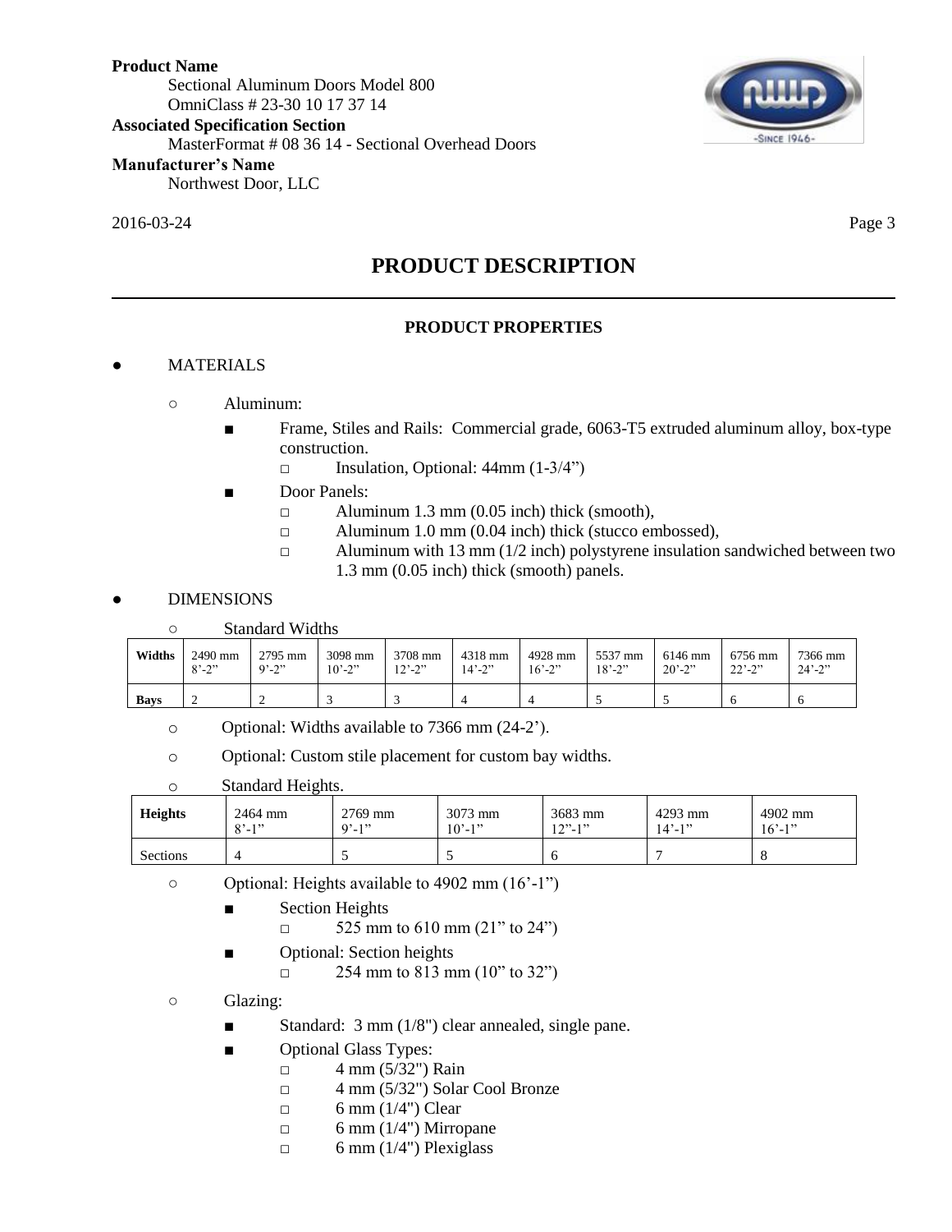**Product Name**
Sectional Aluminum Doors Model 800
OmniClass # 23-30 10 17 37 14

**Associated Specification Section**
MasterFormat # 08 36 14 - Sectional Overhead Doors

**Manufacturer's Name**
Northwest Door, LLC

2016-03-24

# PRODUCT DESCRIPTION

## PRODUCT PROPERTIES

- MATERIALS
  - Aluminum:
    - Frame, Stiles and Rails: Commercial grade, 6063-T5 extruded aluminum alloy, box-type construction.
      - Insulation, Optional: 44mm (1-3/4")
    - Door Panels:
      - Aluminum 1.3 mm (0.05 inch) thick (smooth),
      - Aluminum 1.0 mm (0.04 inch) thick (stucco embossed),
      - Aluminum with 13 mm (1/2 inch) polystyrene insulation sandwiched between two 1.3 mm (0.05 inch) thick (smooth) panels.

- DIMENSIONS
  - Standard Widths

| Widths | 2490 mm 8'-2" | 2795 mm 9'-2" | 3098 mm 10'-2" | 3708 mm 12'-2" | 4318 mm 14'-2" | 4928 mm 16'-2" | 5537 mm 18'-2" | 6146 mm 20'-2" | 6756 mm 22'-2" | 7366 mm 24'-2" |
|---|---|---|---|---|---|---|---|---|---|---|
| Bays | 2 | 2 | 3 | 3 | 4 | 4 | 5 | 5 | 6 | 6 |

  - Optional: Widths available to 7366 mm (24-2').
  - Optional: Custom stile placement for custom bay widths.
  - Standard Heights.

| Heights | 2464 mm 8'-1" | 2769 mm 9'-1" | 3073 mm 10'-1" | 3683 mm 12"-1" | 4293 mm 14'-1" | 4902 mm 16'-1" |
|---|---|---|---|---|---|---|
| Sections | 4 | 5 | 5 | 6 | 7 | 8 |

  - Optional: Heights available to 4902 mm (16'-1")
    - Section Heights
      - 525 mm to 610 mm (21" to 24")
    - Optional: Section heights
      - 254 mm to 813 mm (10" to 32")
  - Glazing:
    - Standard: 3 mm (1/8") clear annealed, single pane.
    - Optional Glass Types:
      - 4 mm (5/32") Rain
      - 4 mm (5/32") Solar Cool Bronze
      - 6 mm (1/4") Clear
      - 6 mm (1/4") Mirropane
      - 6 mm (1/4") Plexiglass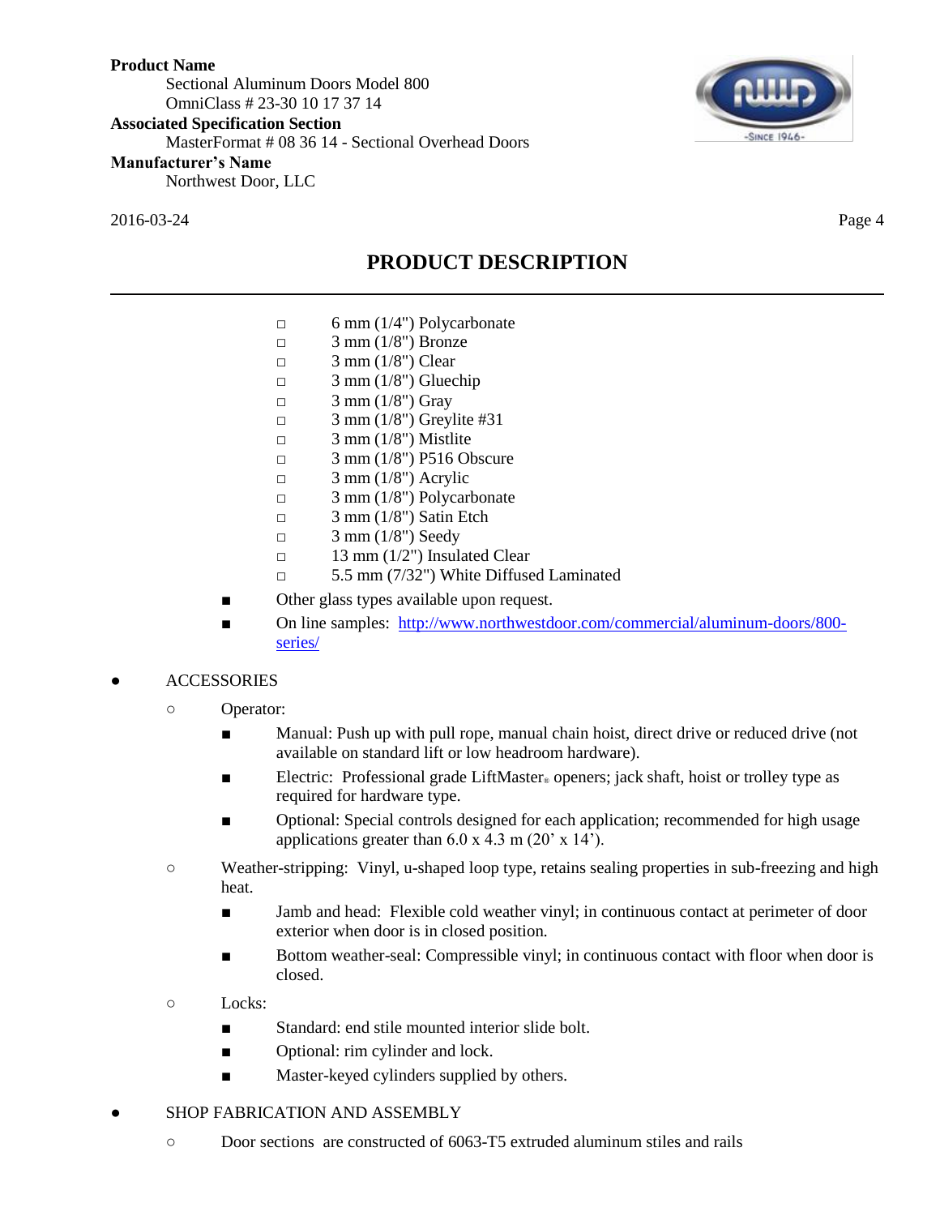## PRODUCT DESCRIPTION

- ☐ 6 mm (1/4") Polycarbonate
- ☐ 3 mm (1/8") Bronze
- ☐ 3 mm (1/8") Clear
- ☐ 3 mm (1/8") Gluechip
- ☐ 3 mm (1/8") Gray
- ☐ 3 mm (1/8") Greylite #31
- ☐ 3 mm (1/8") Mistlite
- ☐ 3 mm (1/8") P516 Obscure
- ☐ 3 mm (1/8") Acrylic
- ☐ 3 mm (1/8") Polycarbonate
- ☐ 3 mm (1/8") Satin Etch
- ☐ 3 mm (1/8") Seedy
- ☐ 13 mm (1/2") Insulated Clear
- ☐ 5.5 mm (7/32") White Diffused Laminated

- Other glass types available upon request.
- On line samples: [http://www.northwestdoor.com/commercial/aluminum-doors/800-series/](http://www.northwestdoor.com/commercial/aluminum-doors/800-series/)

- ACCESSORIES
  - Operator:
    - Manual: Push up with pull rope, manual chain hoist, direct drive or reduced drive (not available on standard lift or low headroom hardware).
    - Electric: Professional grade LiftMaster® openers; jack shaft, hoist or trolley type as required for hardware type.
    - Optional: Special controls designed for each application; recommended for high usage applications greater than 6.0 x 4.3 m (20' x 14').
  - Weather-stripping: Vinyl, u-shaped loop type, retains sealing properties in sub-freezing and high heat.
    - Jamb and head: Flexible cold weather vinyl; in continuous contact at perimeter of door exterior when door is in closed position.
    - Bottom weather-seal: Compressible vinyl; in continuous contact with floor when door is closed.
  - Locks:
    - Standard: end stile mounted interior slide bolt.
    - Optional: rim cylinder and lock.
    - Master-keyed cylinders supplied by others.

- SHOP FABRICATION AND ASSEMBLY
  - Door sections are constructed of 6063-T5 extruded aluminum stiles and rails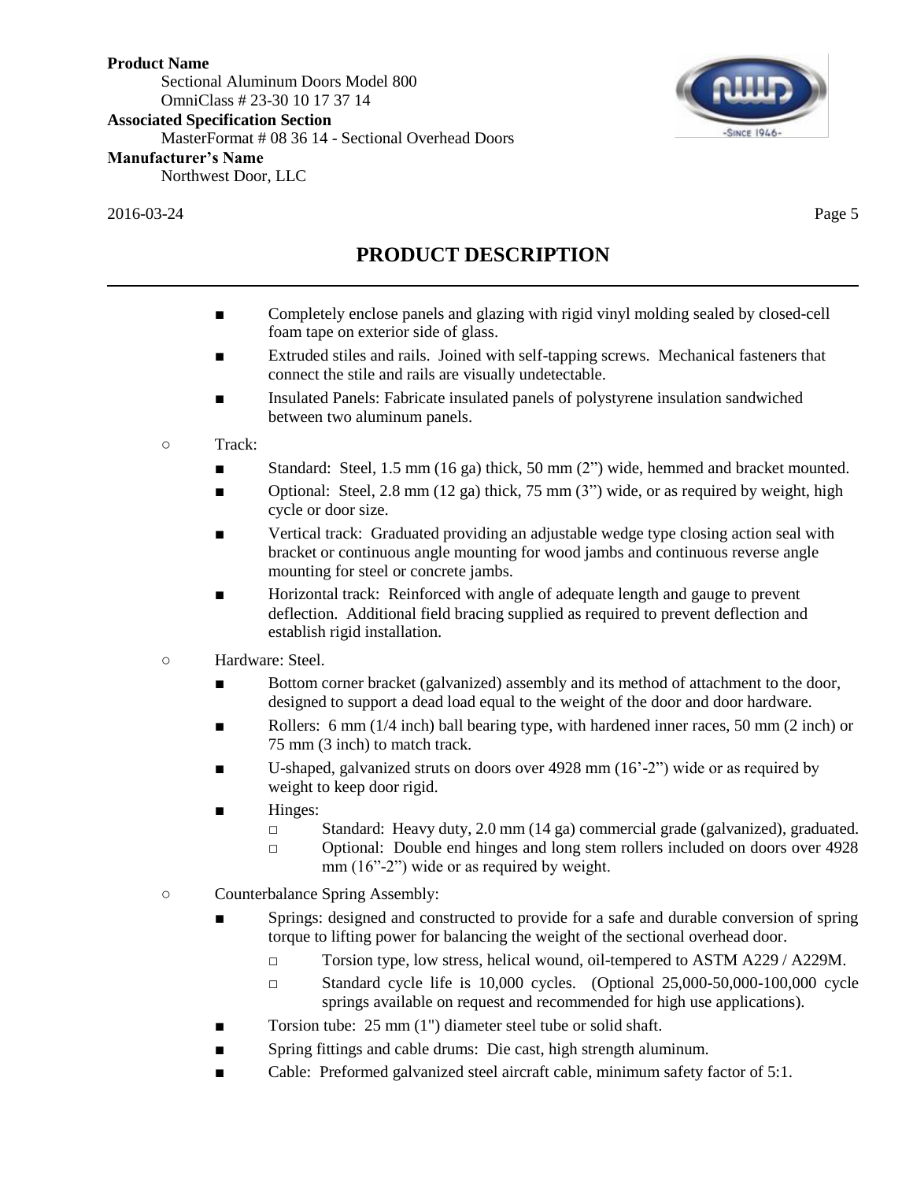## PRODUCT DESCRIPTION

- Completely enclose panels and glazing with rigid vinyl molding sealed by closed-cell foam tape on exterior side of glass.
- Extruded stiles and rails. Joined with self-tapping screws. Mechanical fasteners that connect the stile and rails are visually undetectable.
- Insulated Panels: Fabricate insulated panels of polystyrene insulation sandwiched between two aluminum panels.

- Track:
  - Standard: Steel, 1.5 mm (16 ga) thick, 50 mm (2") wide, hemmed and bracket mounted.
  - Optional: Steel, 2.8 mm (12 ga) thick, 75 mm (3") wide, or as required by weight, high cycle or door size.
  - Vertical track: Graduated providing an adjustable wedge type closing action seal with bracket or continuous angle mounting for wood jambs and continuous reverse angle mounting for steel or concrete jambs.
  - Horizontal track: Reinforced with angle of adequate length and gauge to prevent deflection. Additional field bracing supplied as required to prevent deflection and establish rigid installation.
- Hardware: Steel.
  - Bottom corner bracket (galvanized) assembly and its method of attachment to the door, designed to support a dead load equal to the weight of the door and door hardware.
  - Rollers: 6 mm (1/4 inch) ball bearing type, with hardened inner races, 50 mm (2 inch) or 75 mm (3 inch) to match track.
  - U-shaped, galvanized struts on doors over 4928 mm (16'-2") wide or as required by weight to keep door rigid.
  - Hinges:
    - Standard: Heavy duty, 2.0 mm (14 ga) commercial grade (galvanized), graduated.
    - Optional: Double end hinges and long stem rollers included on doors over 4928 mm (16"-2") wide or as required by weight.
- Counterbalance Spring Assembly:
  - Springs: designed and constructed to provide for a safe and durable conversion of spring torque to lifting power for balancing the weight of the sectional overhead door.
    - Torsion type, low stress, helical wound, oil-tempered to ASTM A229 / A229M.
    - Standard cycle life is 10,000 cycles. (Optional 25,000-50,000-100,000 cycle springs available on request and recommended for high use applications).
  - Torsion tube: 25 mm (1") diameter steel tube or solid shaft.
  - Spring fittings and cable drums: Die cast, high strength aluminum.
  - Cable: Preformed galvanized steel aircraft cable, minimum safety factor of 5:1.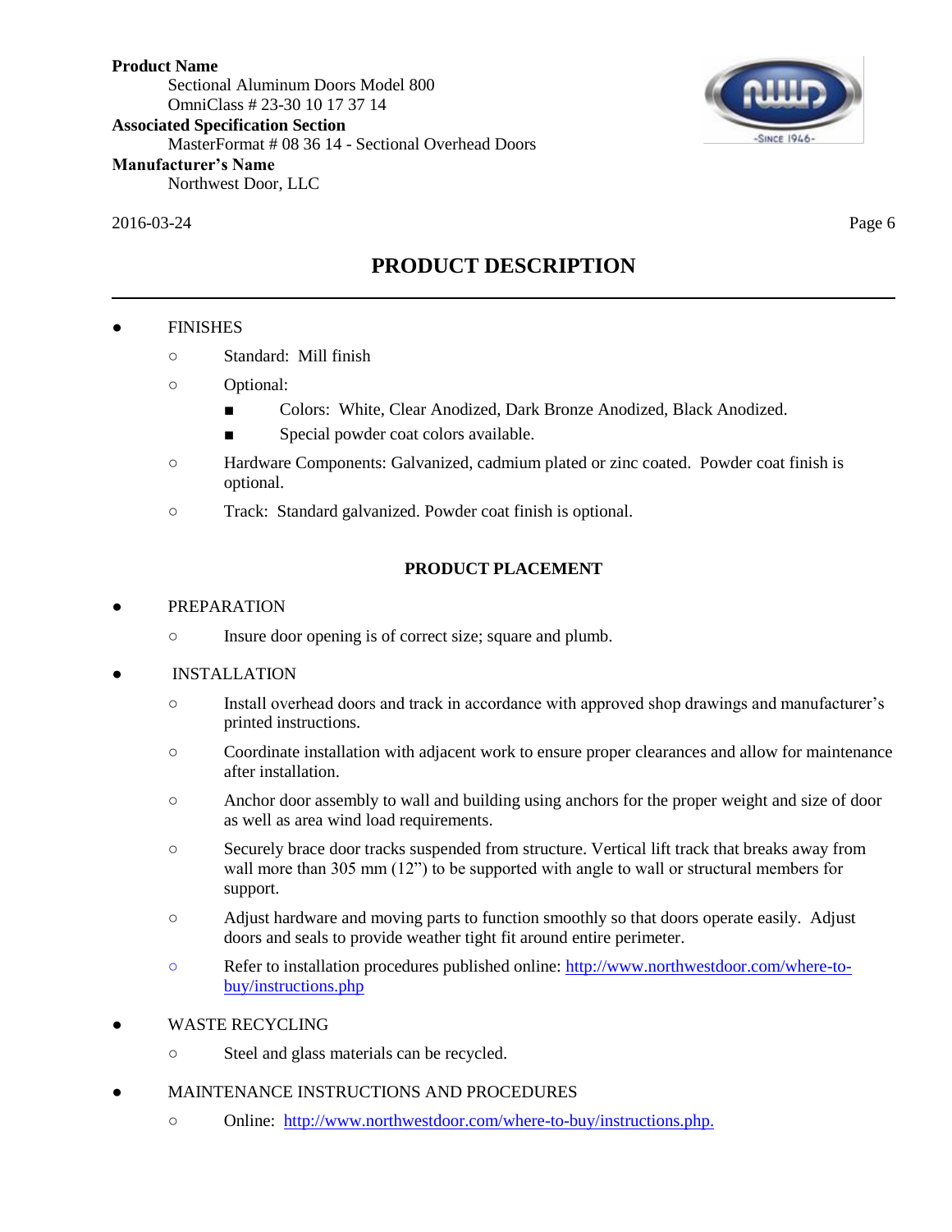**Product Name**
Sectional Aluminum Doors Model 800
OmniClass # 23-30 10 17 37 14
**Associated Specification Section**
MasterFormat # 08 36 14 - Sectional Overhead Doors
**Manufacturer's Name**
Northwest Door, LLC

2016-03-24

## PRODUCT DESCRIPTION

- FINISHES
  - Standard: Mill finish
  - Optional:
    - Colors: White, Clear Anodized, Dark Bronze Anodized, Black Anodized.
    - Special powder coat colors available.
  - Hardware Components: Galvanized, cadmium plated or zinc coated. Powder coat finish is optional.
  - Track: Standard galvanized. Powder coat finish is optional.

### PRODUCT PLACEMENT

- PREPARATION
  - Insure door opening is of correct size; square and plumb.
- INSTALLATION
  - Install overhead doors and track in accordance with approved shop drawings and manufacturer's printed instructions.
  - Coordinate installation with adjacent work to ensure proper clearances and allow for maintenance after installation.
  - Anchor door assembly to wall and building using anchors for the proper weight and size of door as well as area wind load requirements.
  - Securely brace door tracks suspended from structure. Vertical lift track that breaks away from wall more than 305 mm (12") to be supported with angle to wall or structural members for support.
  - Adjust hardware and moving parts to function smoothly so that doors operate easily. Adjust doors and seals to provide weather tight fit around entire perimeter.
  - Refer to installation procedures published online: http://www.northwestdoor.com/where-to-buy/instructions.php
- WASTE RECYCLING
  - Steel and glass materials can be recycled.
- MAINTENANCE INSTRUCTIONS AND PROCEDURES
  - Online: http://www.northwestdoor.com/where-to-buy/instructions.php.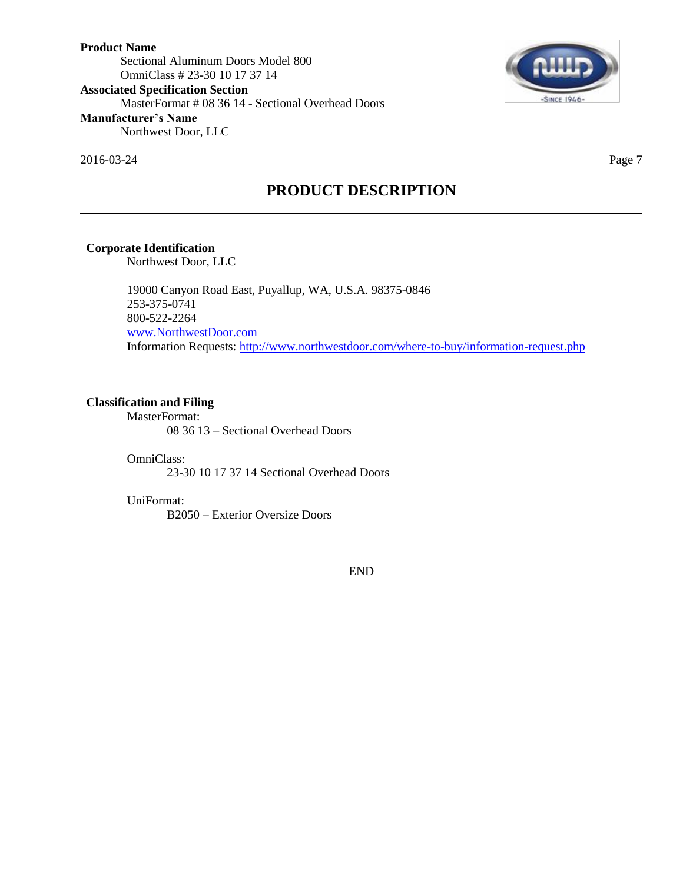## PRODUCT DESCRIPTION

---

**Corporate Identification**

Northwest Door, LLC

19000 Canyon Road East, Puyallup, WA, U.S.A. 98375-0846
253-375-0741
800-522-2264
www.NorthwestDoor.com
Information Requests: http://www.northwestdoor.com/where-to-buy/information-request.php

**Classification and Filing**

MasterFormat:

08 36 13 – Sectional Overhead Doors

OmniClass:

23-30 10 17 37 14 Sectional Overhead Doors

UniFormat:

B2050 – Exterior Oversize Doors

END